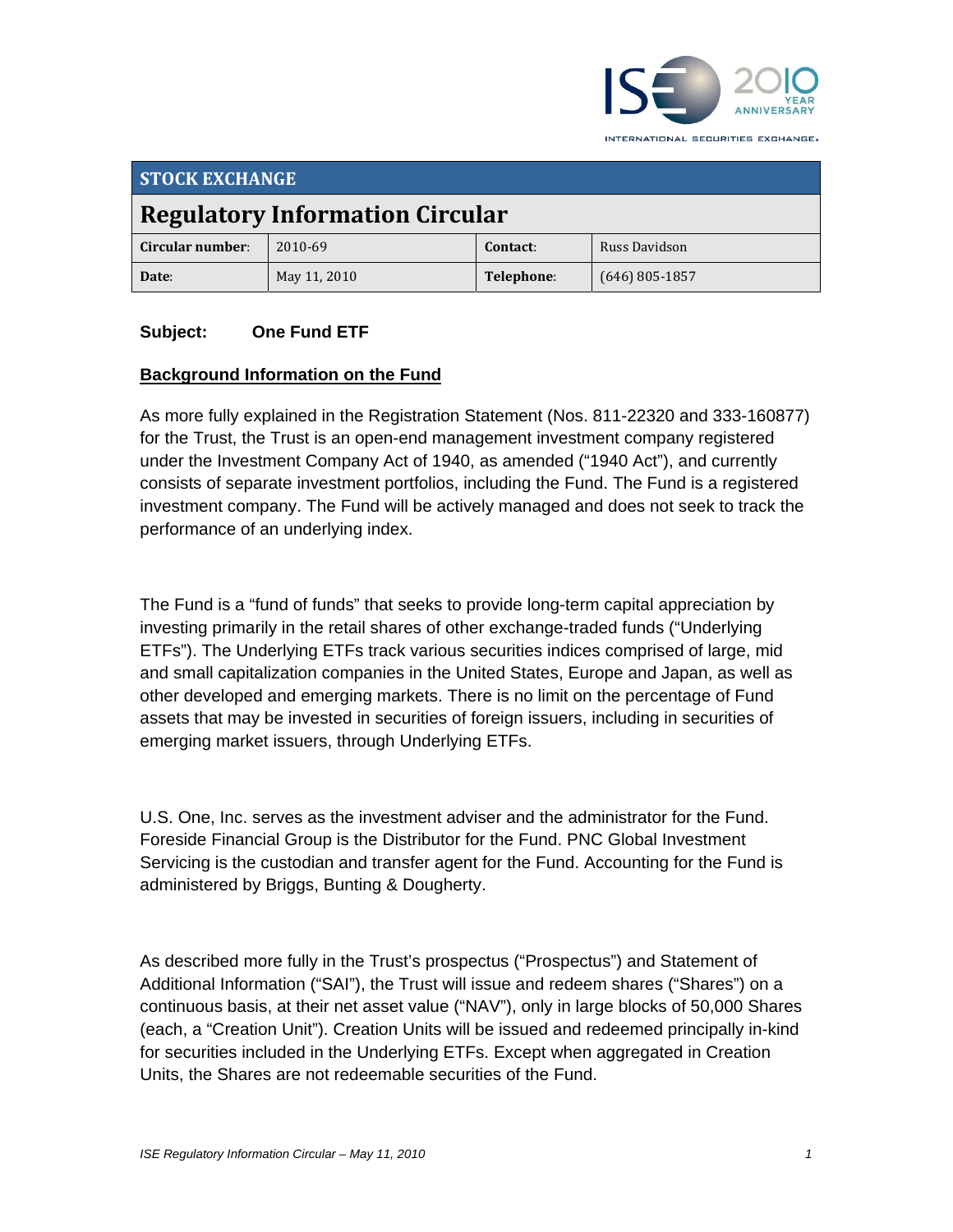**STOCK EXCHANGE**

# Regulatory Information Circular

| Circular number: | 2010-69 | Contact: | Russ Davidson |
|---|---|---|---|
| Date: | May 11, 2010 | Telephone: | (646) 805-1857 |

**Subject: One Fund ETF**

## Background Information on the Fund

As more fully explained in the Registration Statement (Nos. 811-22320 and 333-160877) for the Trust, the Trust is an open-end management investment company registered under the Investment Company Act of 1940, as amended ("1940 Act"), and currently consists of separate investment portfolios, including the Fund. The Fund is a registered investment company. The Fund will be actively managed and does not seek to track the performance of an underlying index.

The Fund is a "fund of funds" that seeks to provide long-term capital appreciation by investing primarily in the retail shares of other exchange-traded funds ("Underlying ETFs"). The Underlying ETFs track various securities indices comprised of large, mid and small capitalization companies in the United States, Europe and Japan, as well as other developed and emerging markets. There is no limit on the percentage of Fund assets that may be invested in securities of foreign issuers, including in securities of emerging market issuers, through Underlying ETFs.

U.S. One, Inc. serves as the investment adviser and the administrator for the Fund. Foreside Financial Group is the Distributor for the Fund. PNC Global Investment Servicing is the custodian and transfer agent for the Fund. Accounting for the Fund is administered by Briggs, Bunting & Dougherty.

As described more fully in the Trust's prospectus ("Prospectus") and Statement of Additional Information ("SAI"), the Trust will issue and redeem shares ("Shares") on a continuous basis, at their net asset value ("NAV"), only in large blocks of 50,000 Shares (each, a "Creation Unit"). Creation Units will be issued and redeemed principally in-kind for securities included in the Underlying ETFs. Except when aggregated in Creation Units, the Shares are not redeemable securities of the Fund.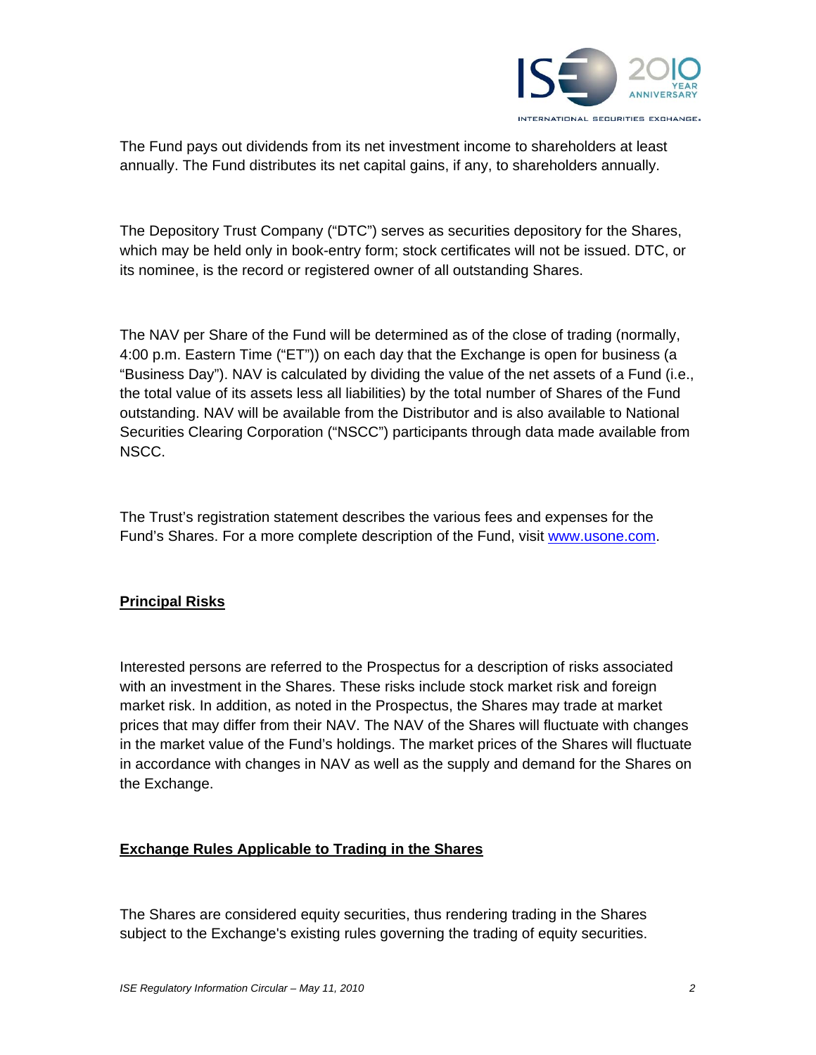The Fund pays out dividends from its net investment income to shareholders at least annually. The Fund distributes its net capital gains, if any, to shareholders annually.

The Depository Trust Company ("DTC") serves as securities depository for the Shares, which may be held only in book-entry form; stock certificates will not be issued. DTC, or its nominee, is the record or registered owner of all outstanding Shares.

The NAV per Share of the Fund will be determined as of the close of trading (normally, 4:00 p.m. Eastern Time ("ET")) on each day that the Exchange is open for business (a "Business Day"). NAV is calculated by dividing the value of the net assets of a Fund (i.e., the total value of its assets less all liabilities) by the total number of Shares of the Fund outstanding. NAV will be available from the Distributor and is also available to National Securities Clearing Corporation ("NSCC") participants through data made available from NSCC.

The Trust's registration statement describes the various fees and expenses for the Fund's Shares. For a more complete description of the Fund, visit www.usone.com.

## Principal Risks

Interested persons are referred to the Prospectus for a description of risks associated with an investment in the Shares. These risks include stock market risk and foreign market risk. In addition, as noted in the Prospectus, the Shares may trade at market prices that may differ from their NAV. The NAV of the Shares will fluctuate with changes in the market value of the Fund's holdings. The market prices of the Shares will fluctuate in accordance with changes in NAV as well as the supply and demand for the Shares on the Exchange.

## Exchange Rules Applicable to Trading in the Shares

The Shares are considered equity securities, thus rendering trading in the Shares subject to the Exchange's existing rules governing the trading of equity securities.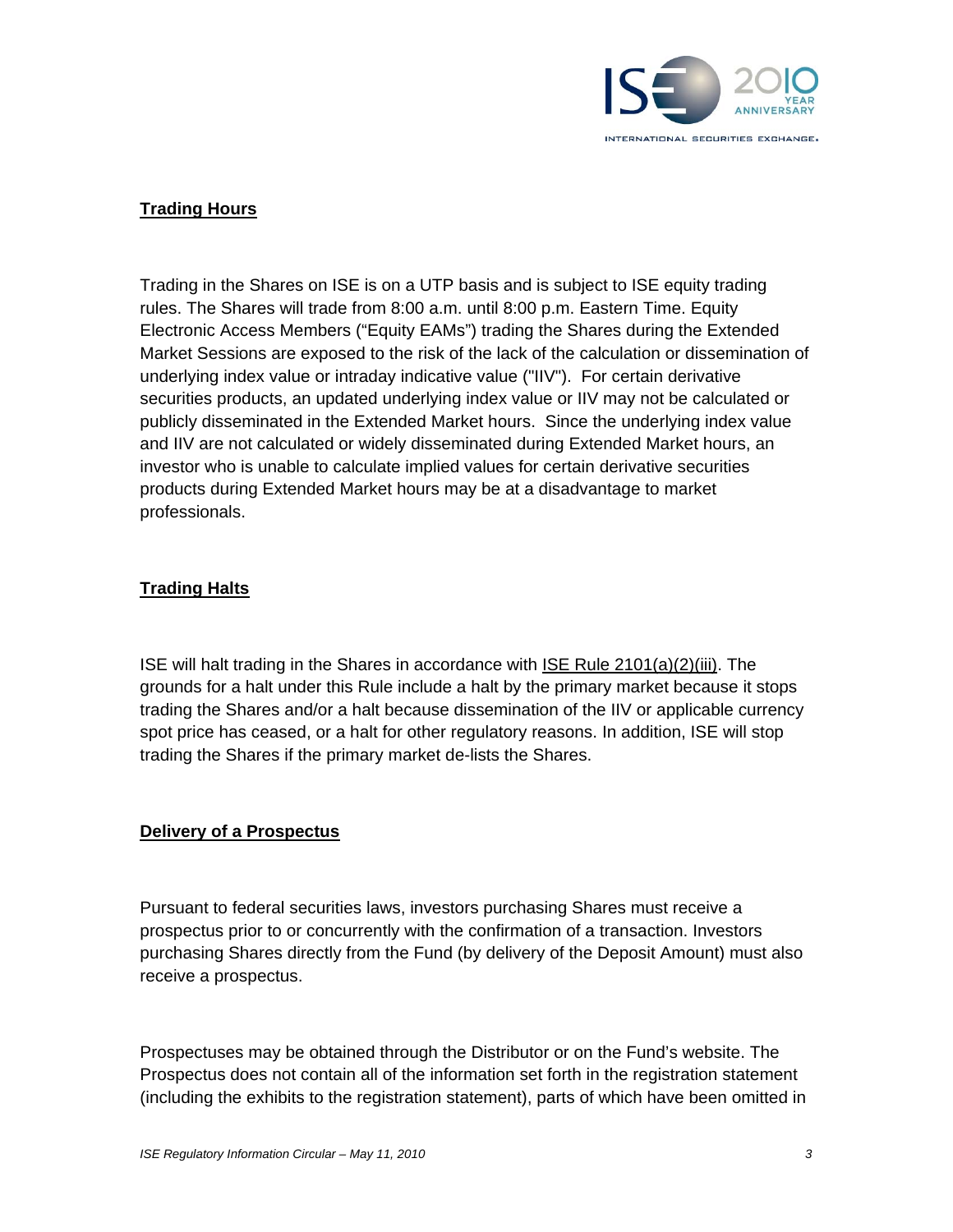## Trading Hours

Trading in the Shares on ISE is on a UTP basis and is subject to ISE equity trading rules. The Shares will trade from 8:00 a.m. until 8:00 p.m. Eastern Time. Equity Electronic Access Members ("Equity EAMs") trading the Shares during the Extended Market Sessions are exposed to the risk of the lack of the calculation or dissemination of underlying index value or intraday indicative value ("IIV"). For certain derivative securities products, an updated underlying index value or IIV may not be calculated or publicly disseminated in the Extended Market hours. Since the underlying index value and IIV are not calculated or widely disseminated during Extended Market hours, an investor who is unable to calculate implied values for certain derivative securities products during Extended Market hours may be at a disadvantage to market professionals.

## Trading Halts

ISE will halt trading in the Shares in accordance with ISE Rule 2101(a)(2)(iii). The grounds for a halt under this Rule include a halt by the primary market because it stops trading the Shares and/or a halt because dissemination of the IIV or applicable currency spot price has ceased, or a halt for other regulatory reasons. In addition, ISE will stop trading the Shares if the primary market de-lists the Shares.

## Delivery of a Prospectus

Pursuant to federal securities laws, investors purchasing Shares must receive a prospectus prior to or concurrently with the confirmation of a transaction. Investors purchasing Shares directly from the Fund (by delivery of the Deposit Amount) must also receive a prospectus.

Prospectuses may be obtained through the Distributor or on the Fund's website. The Prospectus does not contain all of the information set forth in the registration statement (including the exhibits to the registration statement), parts of which have been omitted in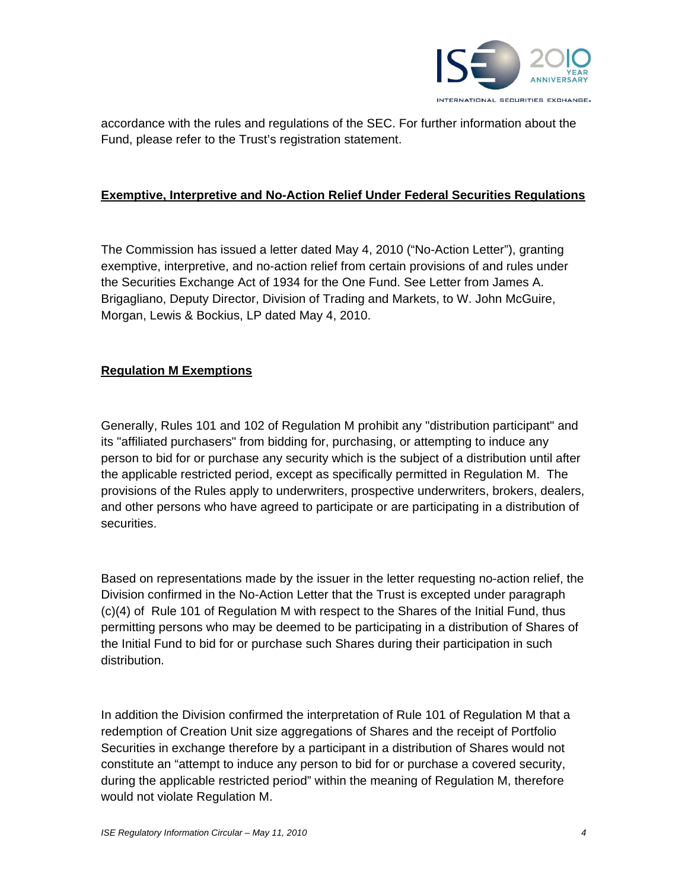accordance with the rules and regulations of the SEC. For further information about the Fund, please refer to the Trust's registration statement.

## Exemptive, Interpretive and No-Action Relief Under Federal Securities Regulations

The Commission has issued a letter dated May 4, 2010 ("No-Action Letter"), granting exemptive, interpretive, and no-action relief from certain provisions of and rules under the Securities Exchange Act of 1934 for the One Fund. See Letter from James A. Brigagliano, Deputy Director, Division of Trading and Markets, to W. John McGuire, Morgan, Lewis & Bockius, LP dated May 4, 2010.

## Regulation M Exemptions

Generally, Rules 101 and 102 of Regulation M prohibit any "distribution participant" and its "affiliated purchasers" from bidding for, purchasing, or attempting to induce any person to bid for or purchase any security which is the subject of a distribution until after the applicable restricted period, except as specifically permitted in Regulation M. The provisions of the Rules apply to underwriters, prospective underwriters, brokers, dealers, and other persons who have agreed to participate or are participating in a distribution of securities.

Based on representations made by the issuer in the letter requesting no-action relief, the Division confirmed in the No-Action Letter that the Trust is excepted under paragraph (c)(4) of Rule 101 of Regulation M with respect to the Shares of the Initial Fund, thus permitting persons who may be deemed to be participating in a distribution of Shares of the Initial Fund to bid for or purchase such Shares during their participation in such distribution.

In addition the Division confirmed the interpretation of Rule 101 of Regulation M that a redemption of Creation Unit size aggregations of Shares and the receipt of Portfolio Securities in exchange therefore by a participant in a distribution of Shares would not constitute an "attempt to induce any person to bid for or purchase a covered security, during the applicable restricted period" within the meaning of Regulation M, therefore would not violate Regulation M.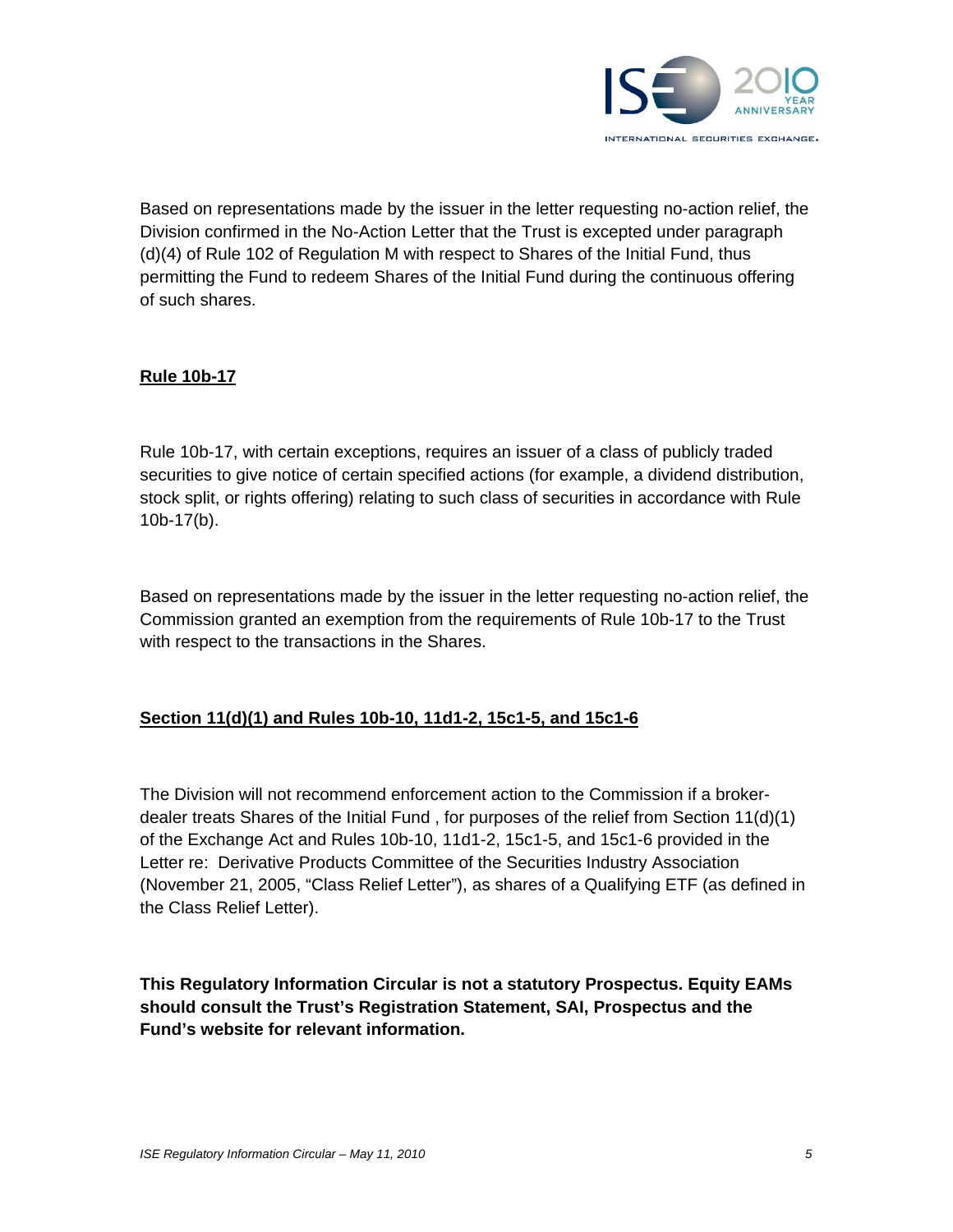Based on representations made by the issuer in the letter requesting no-action relief, the Division confirmed in the No-Action Letter that the Trust is excepted under paragraph (d)(4) of Rule 102 of Regulation M with respect to Shares of the Initial Fund, thus permitting the Fund to redeem Shares of the Initial Fund during the continuous offering of such shares.

## Rule 10b-17

Rule 10b-17, with certain exceptions, requires an issuer of a class of publicly traded securities to give notice of certain specified actions (for example, a dividend distribution, stock split, or rights offering) relating to such class of securities in accordance with Rule 10b-17(b).

Based on representations made by the issuer in the letter requesting no-action relief, the Commission granted an exemption from the requirements of Rule 10b-17 to the Trust with respect to the transactions in the Shares.

## Section 11(d)(1) and Rules 10b-10, 11d1-2, 15c1-5, and 15c1-6

The Division will not recommend enforcement action to the Commission if a broker-dealer treats Shares of the Initial Fund , for purposes of the relief from Section 11(d)(1) of the Exchange Act and Rules 10b-10, 11d1-2, 15c1-5, and 15c1-6 provided in the Letter re: Derivative Products Committee of the Securities Industry Association (November 21, 2005, "Class Relief Letter"), as shares of a Qualifying ETF (as defined in the Class Relief Letter).

**This Regulatory Information Circular is not a statutory Prospectus. Equity EAMs should consult the Trust's Registration Statement, SAI, Prospectus and the Fund's website for relevant information.**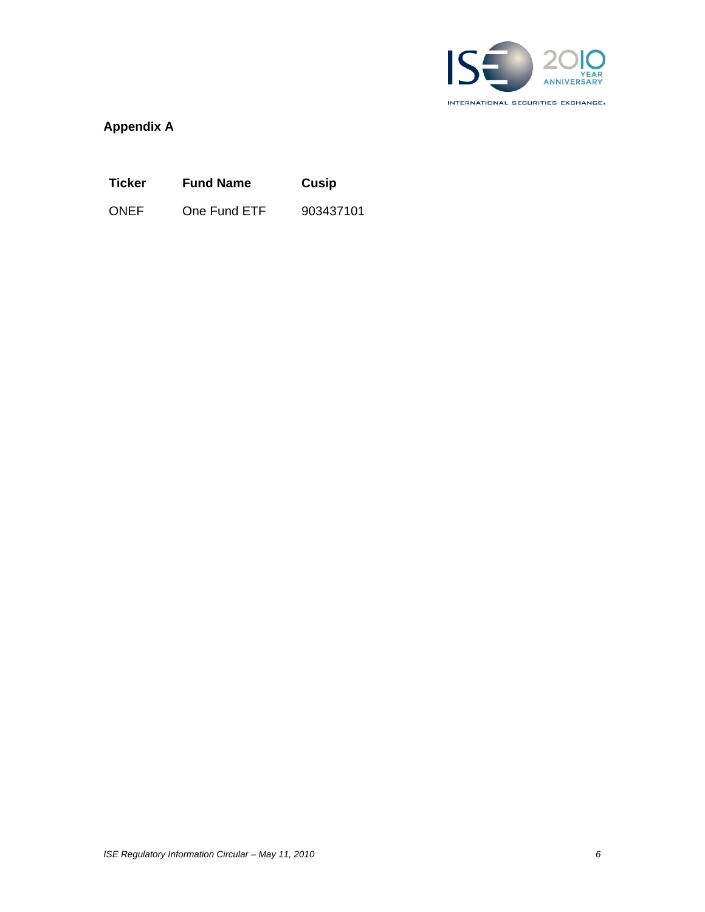## Appendix A

| Ticker | Fund Name | Cusip |
| --- | --- | --- |
| ONEF | One Fund ETF | 903437101 |